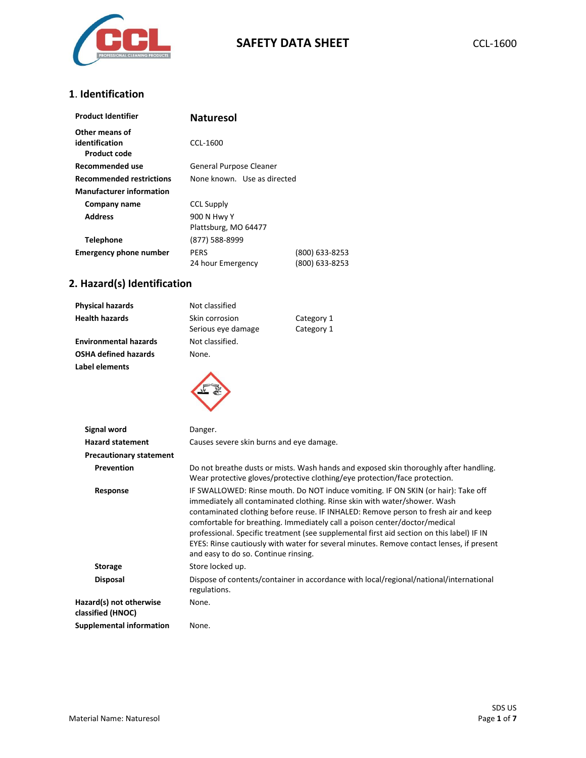# SAFETY DATA SHEET

CCL-1600

## 1. Identification

| | | |
|---|---|---|
| **Product Identifier** | **Naturesol** | |
| **Other means of identification** | | |
| **Product code** | CCL-1600 | |
| **Recommended use** | General Purpose Cleaner | |
| **Recommended restrictions** | None known. Use as directed | |
| **Manufacturer information** | | |
| **Company name** | CCL Supply | |
| **Address** | 900 N Hwy Y<br>Plattsburg, MO 64477 | |
| **Telephone** | (877) 588-8999 | |
| **Emergency phone number** | PERS<br>24 hour Emergency | (800) 633-8253<br>(800) 633-8253 |

## 2. Hazard(s) Identification

| | | |
|---|---|---|
| **Physical hazards** | Not classified | |
| **Health hazards** | Skin corrosion<br>Serious eye damage | Category 1<br>Category 1 |
| **Environmental hazards** | Not classified. | |
| **OSHA defined hazards** | None. | |
| **Label elements** | | |

**Signal word** Danger.

**Hazard statement** Causes severe skin burns and eye damage.

**Precautionary statement**

**Prevention** Do not breathe dusts or mists. Wash hands and exposed skin thoroughly after handling. Wear protective gloves/protective clothing/eye protection/face protection.

**Response** IF SWALLOWED: Rinse mouth. Do NOT induce vomiting. IF ON SKIN (or hair): Take off immediately all contaminated clothing. Rinse skin with water/shower. Wash contaminated clothing before reuse. IF INHALED: Remove person to fresh air and keep comfortable for breathing. Immediately call a poison center/doctor/medical professional. Specific treatment (see supplemental first aid section on this label) IF IN EYES: Rinse cautiously with water for several minutes. Remove contact lenses, if present and easy to do so. Continue rinsing.

**Storage** Store locked up.

**Disposal** Dispose of contents/container in accordance with local/regional/national/international regulations.

**Hazard(s) not otherwise classified (HNOC)** None.

**Supplemental information** None.

Material Name: Naturesol

SDS US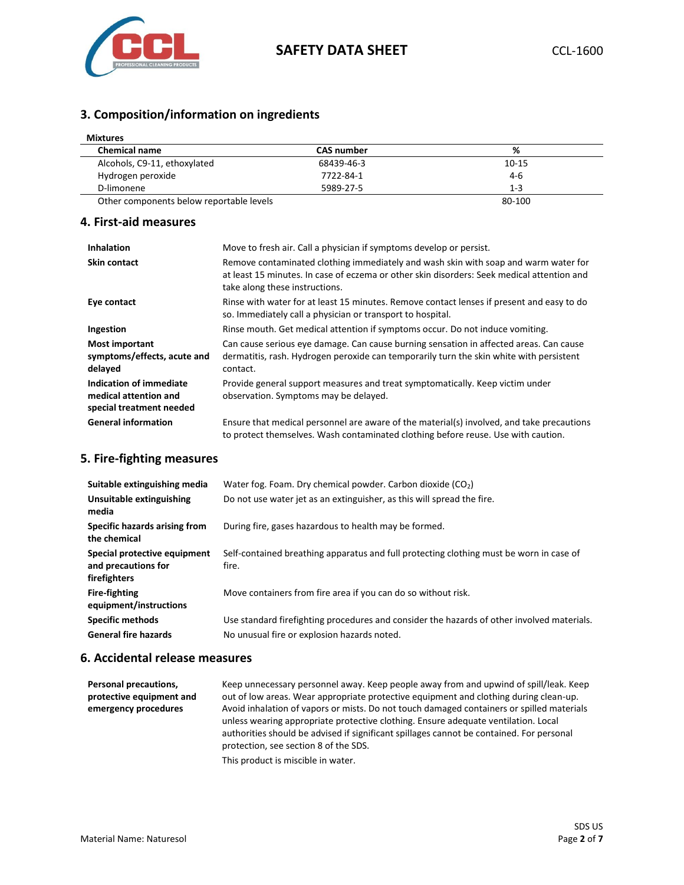## 3. Composition/information on ingredients

**Mixtures**

| Chemical name | CAS number | % |
|---|---|---|
| Alcohols, C9-11, ethoxylated | 68439-46-3 | 10-15 |
| Hydrogen peroxide | 7722-84-1 | 4-6 |
| D-limonene | 5989-27-5 | 1-3 |
| Other components below reportable levels | | 80-100 |

## 4. First-aid measures

**Inhalation**
Move to fresh air. Call a physician if symptoms develop or persist.

**Skin contact**
Remove contaminated clothing immediately and wash skin with soap and warm water for at least 15 minutes. In case of eczema or other skin disorders: Seek medical attention and take along these instructions.

**Eye contact**
Rinse with water for at least 15 minutes. Remove contact lenses if present and easy to do so. Immediately call a physician or transport to hospital.

**Ingestion**
Rinse mouth. Get medical attention if symptoms occur. Do not induce vomiting.

**Most important symptoms/effects, acute and delayed**
Can cause serious eye damage. Can cause burning sensation in affected areas. Can cause dermatitis, rash. Hydrogen peroxide can temporarily turn the skin white with persistent contact.

**Indication of immediate medical attention and special treatment needed**
Provide general support measures and treat symptomatically. Keep victim under observation. Symptoms may be delayed.

**General information**
Ensure that medical personnel are aware of the material(s) involved, and take precautions to protect themselves. Wash contaminated clothing before reuse. Use with caution.

## 5. Fire-fighting measures

**Suitable extinguishing media**
Water fog. Foam. Dry chemical powder. Carbon dioxide ($CO_2$)

**Unsuitable extinguishing media**
Do not use water jet as an extinguisher, as this will spread the fire.

**Specific hazards arising from the chemical**
During fire, gases hazardous to health may be formed.

**Special protective equipment and precautions for firefighters**
Self-contained breathing apparatus and full protecting clothing must be worn in case of fire.

**Fire-fighting equipment/instructions**
Move containers from fire area if you can do so without risk.

**Specific methods**
Use standard firefighting procedures and consider the hazards of other involved materials.

**General fire hazards**
No unusual fire or explosion hazards noted.

## 6. Accidental release measures

**Personal precautions, protective equipment and emergency procedures**
Keep unnecessary personnel away. Keep people away from and upwind of spill/leak. Keep out of low areas. Wear appropriate protective equipment and clothing during clean-up. Avoid inhalation of vapors or mists. Do not touch damaged containers or spilled materials unless wearing appropriate protective clothing. Ensure adequate ventilation. Local authorities should be advised if significant spillages cannot be contained. For personal protection, see section 8 of the SDS.

This product is miscible in water.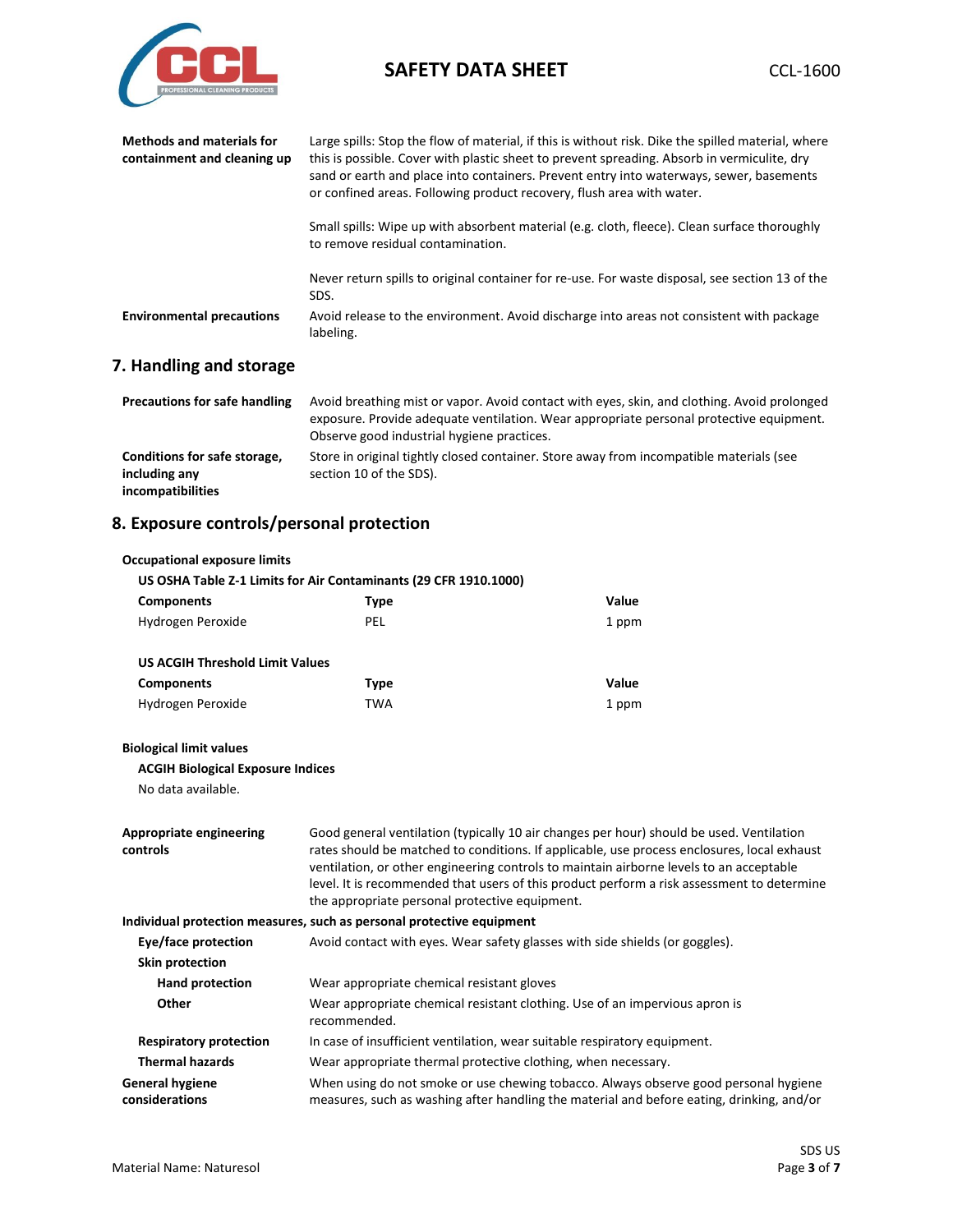| | |
|---|---|
| **Methods and materials for containment and cleaning up** | Large spills: Stop the flow of material, if this is without risk. Dike the spilled material, where this is possible. Cover with plastic sheet to prevent spreading. Absorb in vermiculite, dry sand or earth and place into containers. Prevent entry into waterways, sewer, basements or confined areas. Following product recovery, flush area with water.<br><br>Small spills: Wipe up with absorbent material (e.g. cloth, fleece). Clean surface thoroughly to remove residual contamination.<br><br>Never return spills to original container for re-use. For waste disposal, see section 13 of the SDS. |
| **Environmental precautions** | Avoid release to the environment. Avoid discharge into areas not consistent with package labeling. |

## 7. Handling and storage

| | |
|---|---|
| **Precautions for safe handling** | Avoid breathing mist or vapor. Avoid contact with eyes, skin, and clothing. Avoid prolonged exposure. Provide adequate ventilation. Wear appropriate personal protective equipment. Observe good industrial hygiene practices. |
| **Conditions for safe storage, including any incompatibilities** | Store in original tightly closed container. Store away from incompatible materials (see section 10 of the SDS). |

## 8. Exposure controls/personal protection

**Occupational exposure limits**

**US OSHA Table Z-1 Limits for Air Contaminants (29 CFR 1910.1000)**

| Components | Type | Value |
|---|---|---|
| Hydrogen Peroxide | PEL | 1 ppm |

**US ACGIH Threshold Limit Values**

| Components | Type | Value |
|---|---|---|
| Hydrogen Peroxide | TWA | 1 ppm |

**Biological limit values**

**ACGIH Biological Exposure Indices**

No data available.

| | |
|---|---|
| **Appropriate engineering controls** | Good general ventilation (typically 10 air changes per hour) should be used. Ventilation rates should be matched to conditions. If applicable, use process enclosures, local exhaust ventilation, or other engineering controls to maintain airborne levels to an acceptable level. It is recommended that users of this product perform a risk assessment to determine the appropriate personal protective equipment. |

**Individual protection measures, such as personal protective equipment**

| | |
|---|---|
| **Eye/face protection** | Avoid contact with eyes. Wear safety glasses with side shields (or goggles). |
| **Skin protection** | |
| **Hand protection** | Wear appropriate chemical resistant gloves |
| **Other** | Wear appropriate chemical resistant clothing. Use of an impervious apron is recommended. |
| **Respiratory protection** | In case of insufficient ventilation, wear suitable respiratory equipment. |
| **Thermal hazards** | Wear appropriate thermal protective clothing, when necessary. |
| **General hygiene considerations** | When using do not smoke or use chewing tobacco. Always observe good personal hygiene measures, such as washing after handling the material and before eating, drinking, and/or |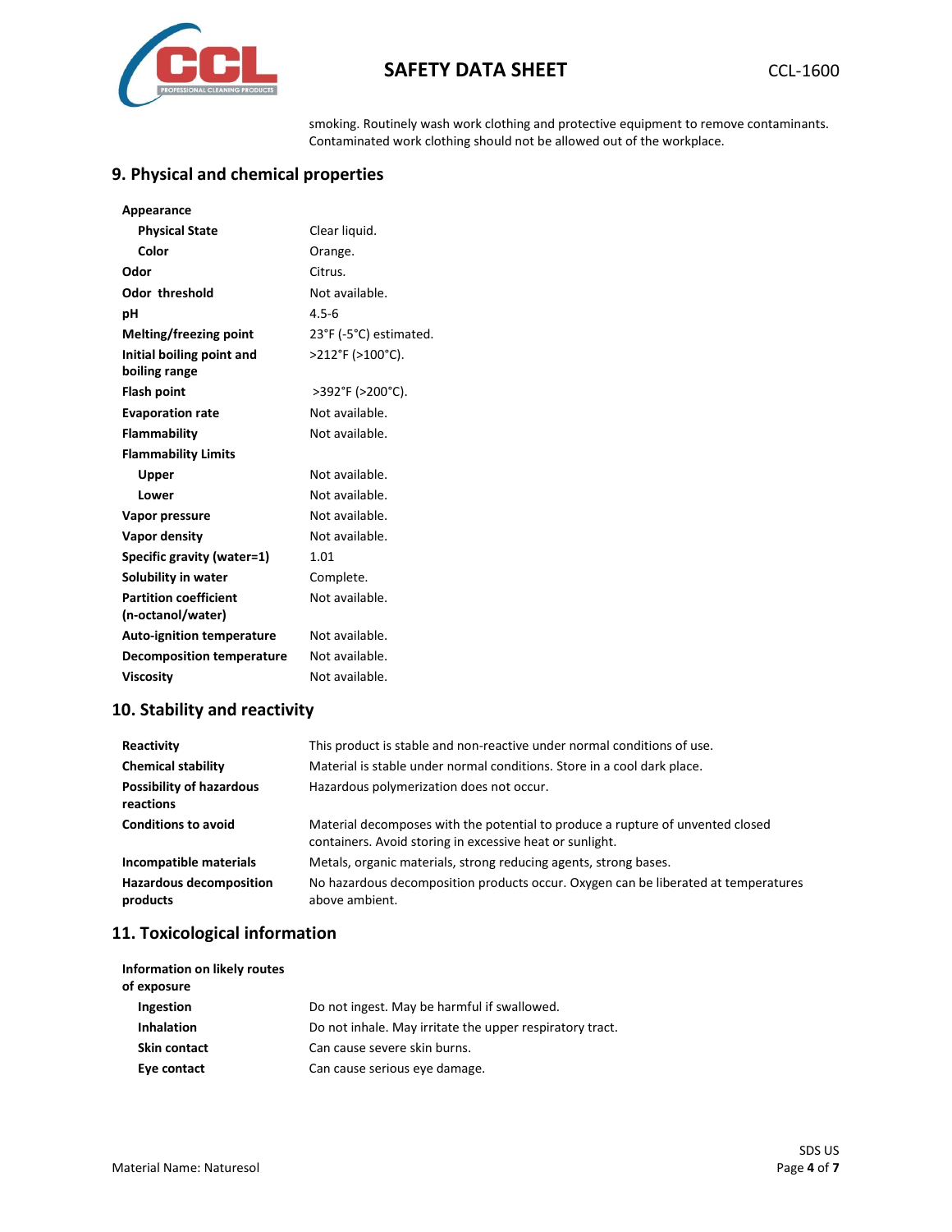smoking. Routinely wash work clothing and protective equipment to remove contaminants. Contaminated work clothing should not be allowed out of the workplace.

## 9. Physical and chemical properties

| | |
|---|---|
| **Appearance** | |
| **Physical State** | Clear liquid. |
| **Color** | Orange. |
| **Odor** | Citrus. |
| **Odor threshold** | Not available. |
| **pH** | 4.5-6 |
| **Melting/freezing point** | 23°F (-5°C) estimated. |
| **Initial boiling point and boiling range** | >212°F (>100°C). |
| **Flash point** | >392°F (>200°C). |
| **Evaporation rate** | Not available. |
| **Flammability** | Not available. |
| **Flammability Limits** | |
| **Upper** | Not available. |
| **Lower** | Not available. |
| **Vapor pressure** | Not available. |
| **Vapor density** | Not available. |
| **Specific gravity (water=1)** | 1.01 |
| **Solubility in water** | Complete. |
| **Partition coefficient (n-octanol/water)** | Not available. |
| **Auto-ignition temperature** | Not available. |
| **Decomposition temperature** | Not available. |
| **Viscosity** | Not available. |

## 10. Stability and reactivity

| | |
|---|---|
| **Reactivity** | This product is stable and non-reactive under normal conditions of use. |
| **Chemical stability** | Material is stable under normal conditions. Store in a cool dark place. |
| **Possibility of hazardous reactions** | Hazardous polymerization does not occur. |
| **Conditions to avoid** | Material decomposes with the potential to produce a rupture of unvented closed containers. Avoid storing in excessive heat or sunlight. |
| **Incompatible materials** | Metals, organic materials, strong reducing agents, strong bases. |
| **Hazardous decomposition products** | No hazardous decomposition products occur. Oxygen can be liberated at temperatures above ambient. |

## 11. Toxicological information

| | |
|---|---|
| **Information on likely routes of exposure** | |
| **Ingestion** | Do not ingest. May be harmful if swallowed. |
| **Inhalation** | Do not inhale. May irritate the upper respiratory tract. |
| **Skin contact** | Can cause severe skin burns. |
| **Eye contact** | Can cause serious eye damage. |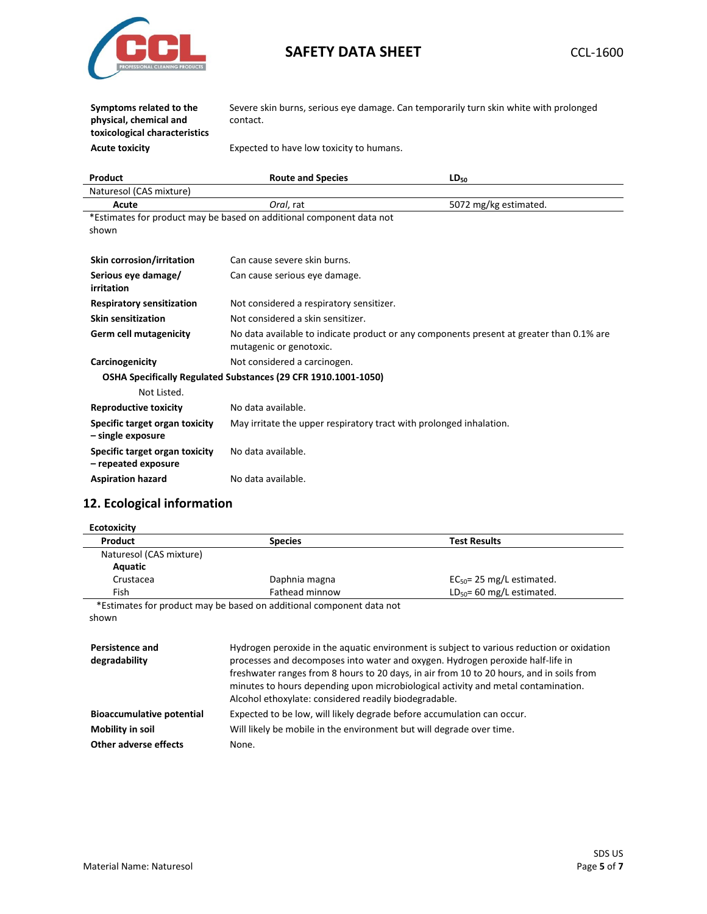**Symptoms related to the physical, chemical and toxicological characteristics** Severe skin burns, serious eye damage. Can temporarily turn skin white with prolonged contact.

**Acute toxicity** Expected to have low toxicity to humans.

| Product | Route and Species | $LD_{50}$ |
|---|---|---|
| Naturesol (CAS mixture) | | |
| **Acute** | *Oral*, rat | 5072 mg/kg estimated. |

*Estimates for product may be based on additional component data not shown

**Skin corrosion/irritation** Can cause severe skin burns.

**Serious eye damage/ irritation** Can cause serious eye damage.

**Respiratory sensitization** Not considered a respiratory sensitizer.

**Skin sensitization** Not considered a skin sensitizer.

**Germ cell mutagenicity** No data available to indicate product or any components present at greater than 0.1% are mutagenic or genotoxic.

**Carcinogenicity** Not considered a carcinogen.

**OSHA Specifically Regulated Substances (29 CFR 1910.1001-1050)**

Not Listed.

**Reproductive toxicity** No data available.

**Specific target organ toxicity – single exposure** May irritate the upper respiratory tract with prolonged inhalation.

**Specific target organ toxicity – repeated exposure** No data available.

**Aspiration hazard** No data available.

## 12. Ecological information

**Ecotoxicity**

| Product | Species | Test Results |
|---|---|---|
| Naturesol (CAS mixture) | | |
| **Aquatic** | | |
| Crustacea | Daphnia magna | $EC_{50}$= 25 mg/L estimated. |
| Fish | Fathead minnow | $LD_{50}$= 60 mg/L estimated. |

*Estimates for product may be based on additional component data not shown

**Persistence and degradability** Hydrogen peroxide in the aquatic environment is subject to various reduction or oxidation processes and decomposes into water and oxygen. Hydrogen peroxide half-life in freshwater ranges from 8 hours to 20 days, in air from 10 to 20 hours, and in soils from minutes to hours depending upon microbiological activity and metal contamination. Alcohol ethoxylate: considered readily biodegradable.

**Bioaccumulative potential** Expected to be low, will likely degrade before accumulation can occur.

**Mobility in soil** Will likely be mobile in the environment but will degrade over time.

**Other adverse effects** None.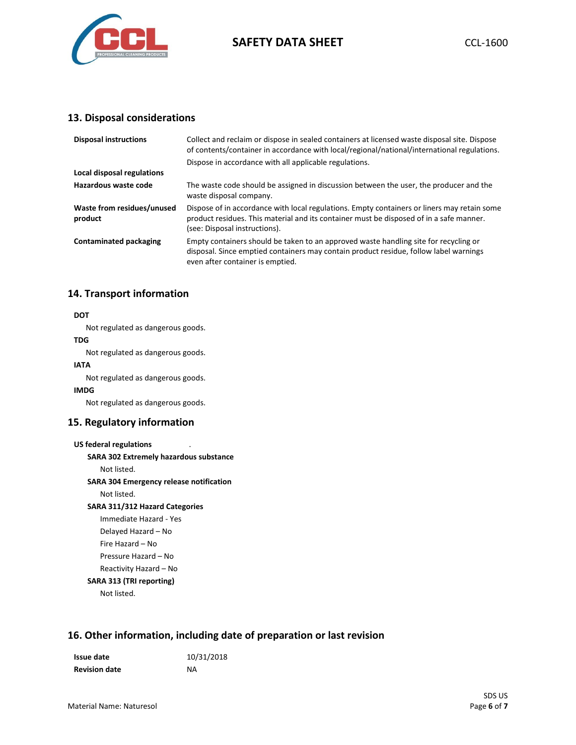## 13. Disposal considerations

| | |
|---|---|
| **Disposal instructions** | Collect and reclaim or dispose in sealed containers at licensed waste disposal site. Dispose of contents/container in accordance with local/regional/national/international regulations. |
| **Local disposal regulations** | Dispose in accordance with all applicable regulations. |
| **Hazardous waste code** | The waste code should be assigned in discussion between the user, the producer and the waste disposal company. |
| **Waste from residues/unused product** | Dispose of in accordance with local regulations. Empty containers or liners may retain some product residues. This material and its container must be disposed of in a safe manner. (see: Disposal instructions). |
| **Contaminated packaging** | Empty containers should be taken to an approved waste handling site for recycling or disposal. Since emptied containers may contain product residue, follow label warnings even after container is emptied. |

## 14. Transport information

**DOT**

Not regulated as dangerous goods.

**TDG**

Not regulated as dangerous goods.

**IATA**

Not regulated as dangerous goods.

**IMDG**

Not regulated as dangerous goods.

## 15. Regulatory information

**US federal regulations**

**SARA 302 Extremely hazardous substance**

Not listed.

**SARA 304 Emergency release notification**

Not listed.

**SARA 311/312 Hazard Categories**

Immediate Hazard - Yes

Delayed Hazard – No

Fire Hazard – No

Pressure Hazard – No

Reactivity Hazard – No

**SARA 313 (TRI reporting)**

Not listed.

## 16. Other information, including date of preparation or last revision

| | |
|---|---|
| **Issue date** | 10/31/2018 |
| **Revision date** | NA |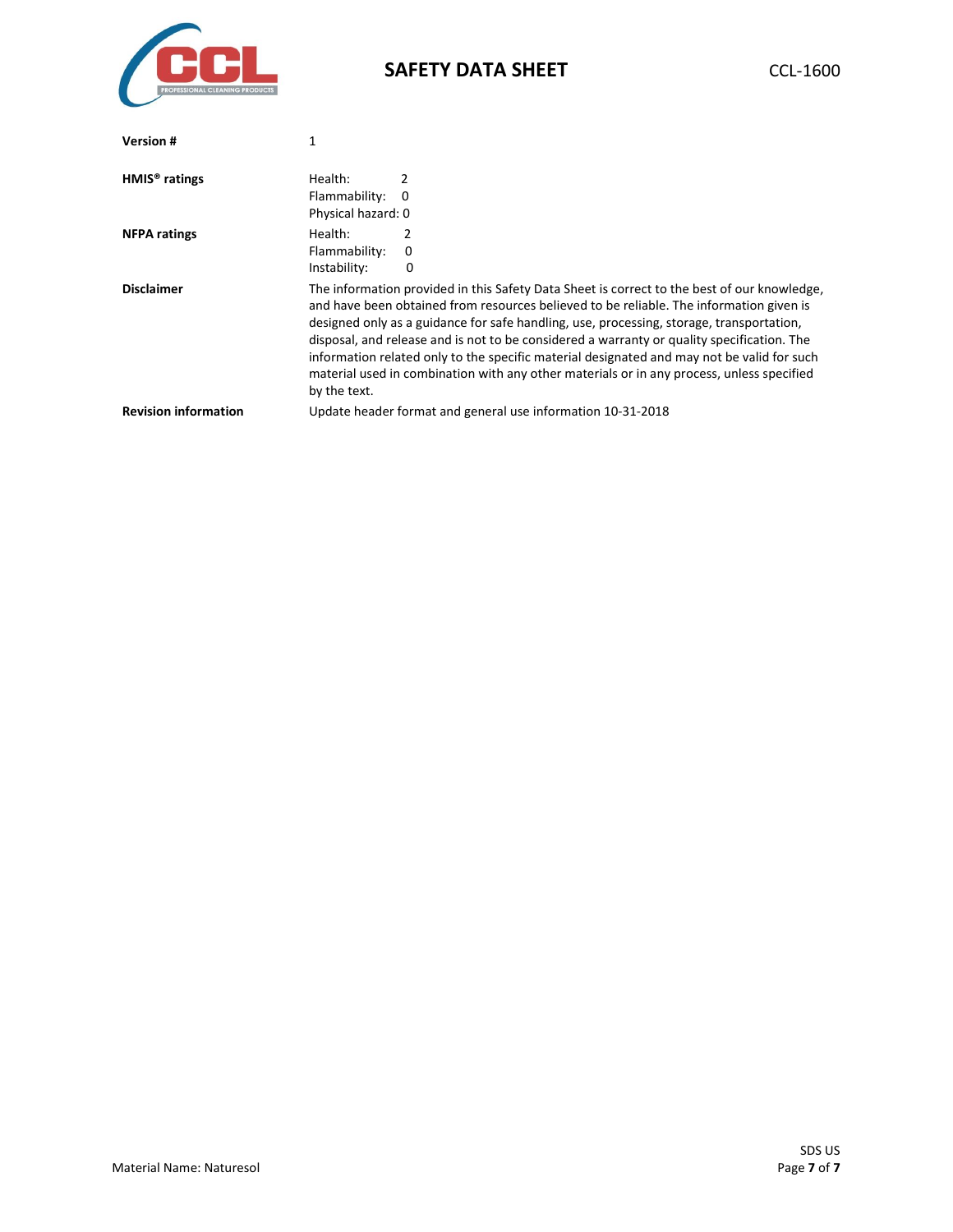| | |
|---|---|
| **Version #** | 1 |
| **HMIS® ratings** | Health: 2<br>Flammability: 0<br>Physical hazard: 0 |
| **NFPA ratings** | Health: 2<br>Flammability: 0<br>Instability: 0 |
| **Disclaimer** | The information provided in this Safety Data Sheet is correct to the best of our knowledge, and have been obtained from resources believed to be reliable. The information given is designed only as a guidance for safe handling, use, processing, storage, transportation, disposal, and release and is not to be considered a warranty or quality specification. The information related only to the specific material designated and may not be valid for such material used in combination with any other materials or in any process, unless specified by the text. |
| **Revision information** | Update header format and general use information 10-31-2018 |